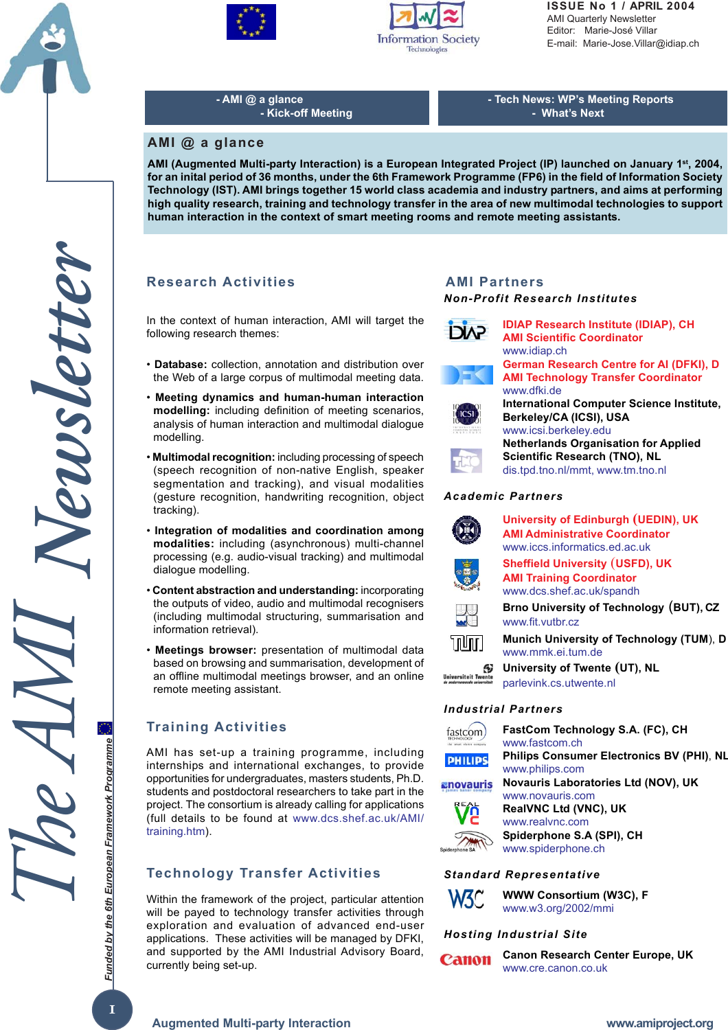ISSUE No 1 / APRIL 2004
AMI Quarterly Newsletter
Editor: Marie-José Villar
E-mail: Marie-Jose.Villar@idiap.ch

# The AMI Newsletter

*Funded by the 6th European Framework Programme*

- AMI @ a glance
- Kick-off Meeting
- Tech News: WP's Meeting Reports
- What's Next

## AMI @ a glance

**AMI (Augmented Multi-party Interaction) is a European Integrated Project (IP) launched on January 1st, 2004, for an inital period of 36 months, under the 6th Framework Programme (FP6) in the field of Information Society Technology (IST). AMI brings together 15 world class academia and industry partners, and aims at performing high quality research, training and technology transfer in the area of new multimodal technologies to support human interaction in the context of smart meeting rooms and remote meeting assistants.**

## Research Activities

In the context of human interaction, AMI will target the following research themes:

- **Database:** collection, annotation and distribution over the Web of a large corpus of multimodal meeting data.
- **Meeting dynamics and human-human interaction modelling:** including definition of meeting scenarios, analysis of human interaction and multimodal dialogue modelling.
- **Multimodal recognition:** including processing of speech (speech recognition of non-native English, speaker segmentation and tracking), and visual modalities (gesture recognition, handwriting recognition, object tracking).
- **Integration of modalities and coordination among modalities:** including (asynchronous) multi-channel processing (e.g. audio-visual tracking) and multimodal dialogue modelling.
- **Content abstraction and understanding:** incorporating the outputs of video, audio and multimodal recognisers (including multimodal structuring, summarisation and information retrieval).
- **Meetings browser:** presentation of multimodal data based on browsing and summarisation, development of an offline multimodal meetings browser, and an online remote meeting assistant.

## Training Activities

AMI has set-up a training programme, including internships and international exchanges, to provide opportunities for undergraduates, masters students, Ph.D. students and postdoctoral researchers to take part in the project. The consortium is already calling for applications (full details to be found at www.dcs.shef.ac.uk/AMI/training.htm).

## Technology Transfer Activities

Within the framework of the project, particular attention will be payed to technology transfer activities through exploration and evaluation of advanced end-user applications. These activities will be managed by DFKI, and supported by the AMI Industrial Advisory Board, currently being set-up.

## AMI Partners

### *Non-Profit Research Institutes*

**IDIAP Research Institute (IDIAP), CH**
**AMI Scientific Coordinator**
www.idiap.ch

**German Research Centre for AI (DFKI), D**
**AMI Technology Transfer Coordinator**
www.dfki.de

**International Computer Science Institute, Berkeley/CA (ICSI), USA**
www.icsi.berkeley.edu

**Netherlands Organisation for Applied Scientific Research (TNO), NL**
dis.tpd.tno.nl/mmt, www.tm.tno.nl

### *Academic Partners*

**University of Edinburgh (UEDIN), UK**
**AMI Administrative Coordinator**
www.iccs.informatics.ed.ac.uk

**Sheffield University (USFD), UK**
**AMI Training Coordinator**
www.dcs.shef.ac.uk/spandh

**Brno University of Technology (BUT), CZ**
www.fit.vutbr.cz

**Munich University of Technology (TUM), D**
www.mmk.ei.tum.de

**University of Twente (UT), NL**
parlevink.cs.utwente.nl

### *Industrial Partners*

**FastCom Technology S.A. (FC), CH**
www.fastcom.ch

**Philips Consumer Electronics BV (PHI), NL**
www.philips.com

**Novauris Laboratories Ltd (NOV), UK**
www.novauris.com

**RealVNC Ltd (VNC), UK**
www.realvnc.com

**Spiderphone S.A (SPI), CH**
www.spiderphone.ch

### *Standard Representative*

**WWW Consortium (W3C), F**
www.w3.org/2002/mmi

### *Hosting Industrial Site*

**Canon Research Center Europe, UK**
www.cre.canon.co.uk

Augmented Multi-party Interaction — www.amiproject.org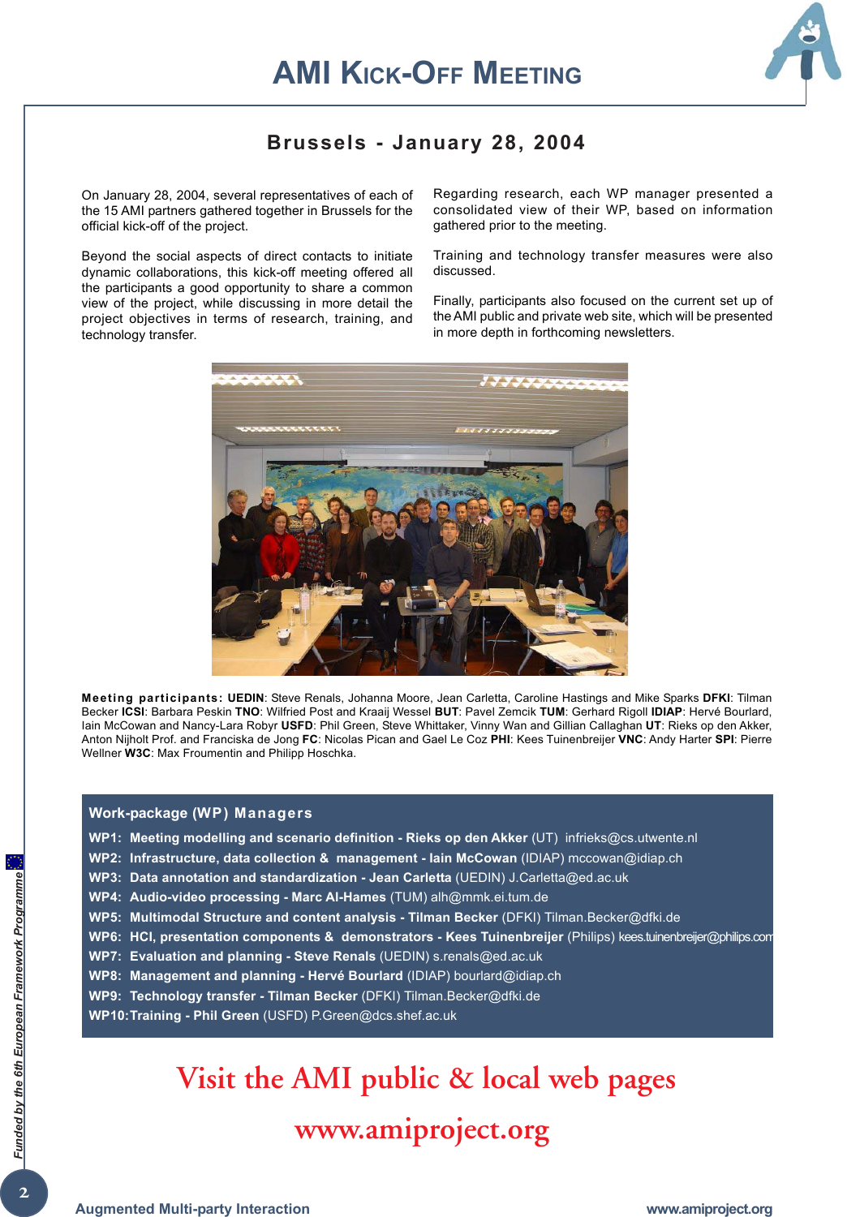# AMI Kick-Off Meeting

## Brussels - January 28, 2004

On January 28, 2004, several representatives of each of the 15 AMI partners gathered together in Brussels for the official kick-off of the project.

Beyond the social aspects of direct contacts to initiate dynamic collaborations, this kick-off meeting offered all the participants a good opportunity to share a common view of the project, while discussing in more detail the project objectives in terms of research, training, and technology transfer.

Regarding research, each WP manager presented a consolidated view of their WP, based on information gathered prior to the meeting.

Training and technology transfer measures were also discussed.

Finally, participants also focused on the current set up of the AMI public and private web site, which will be presented in more depth in forthcoming newsletters.

**Meeting participants: UEDIN**: Steve Renals, Johanna Moore, Jean Carletta, Caroline Hastings and Mike Sparks **DFKI**: Tilman Becker **ICSI**: Barbara Peskin **TNO**: Wilfried Post and Kraaij Wessel **BUT**: Pavel Zemcik **TUM**: Gerhard Rigoll **IDIAP**: Hervé Bourlard, Iain McCowan and Nancy-Lara Robyr **USFD**: Phil Green, Steve Whittaker, Vinny Wan and Gillian Callaghan **UT**: Rieks op den Akker, Anton Nijholt Prof. and Franciska de Jong **FC**: Nicolas Pican and Gael Le Coz **PHI**: Kees Tuinenbreijer **VNC**: Andy Harter **SPI**: Pierre Wellner **W3C**: Max Froumentin and Philipp Hoschka.

### Work-package (WP) Managers

- **WP1: Meeting modelling and scenario definition - Rieks op den Akker** (UT) infrieks@cs.utwente.nl
- **WP2: Infrastructure, data collection & management - Iain McCowan** (IDIAP) mccowan@idiap.ch
- **WP3: Data annotation and standardization - Jean Carletta** (UEDIN) J.Carletta@ed.ac.uk
- **WP4: Audio-video processing - Marc Al-Hames** (TUM) alh@mmk.ei.tum.de
- **WP5: Multimodal Structure and content analysis - Tilman Becker** (DFKI) Tilman.Becker@dfki.de
- **WP6: HCI, presentation components & demonstrators - Kees Tuinenbreijer** (Philips) kees.tuinenbreijer@philips.com
- **WP7: Evaluation and planning - Steve Renals** (UEDIN) s.renals@ed.ac.uk
- **WP8: Management and planning - Hervé Bourlard** (IDIAP) bourlard@idiap.ch
- **WP9: Technology transfer - Tilman Becker** (DFKI) Tilman.Becker@dfki.de
- **WP10: Training - Phil Green** (USFD) P.Green@dcs.shef.ac.uk

## Visit the AMI public & local web pages

## www.amiproject.org

*Funded by the 6th European Framework Programme*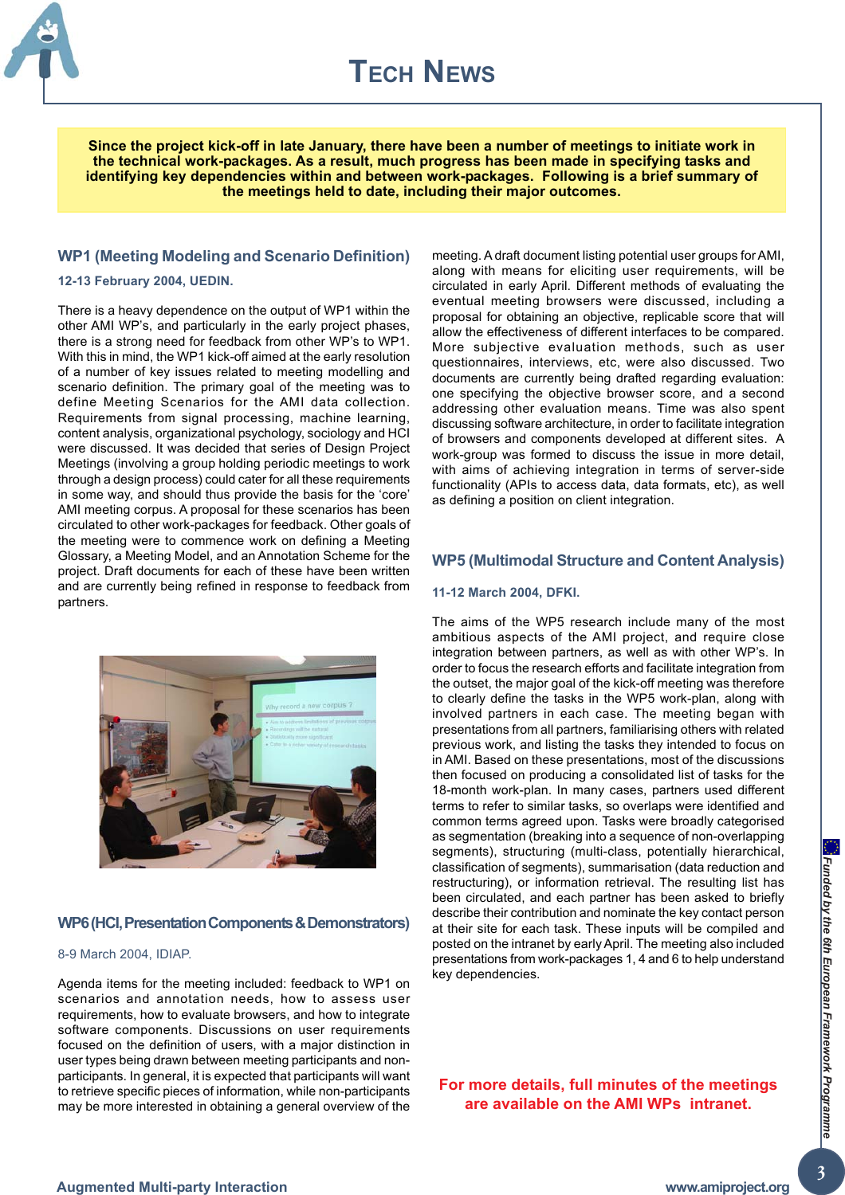# Tech News

**Since the project kick-off in late January, there have been a number of meetings to initiate work in the technical work-packages. As a result, much progress has been made in specifying tasks and identifying key dependencies within and between work-packages. Following is a brief summary of the meetings held to date, including their major outcomes.**

## WP1 (Meeting Modeling and Scenario Definition)

**12-13 February 2004, UEDIN.**

There is a heavy dependence on the output of WP1 within the other AMI WP's, and particularly in the early project phases, there is a strong need for feedback from other WP's to WP1. With this in mind, the WP1 kick-off aimed at the early resolution of a number of key issues related to meeting modelling and scenario definition. The primary goal of the meeting was to define Meeting Scenarios for the AMI data collection. Requirements from signal processing, machine learning, content analysis, organizational psychology, sociology and HCI were discussed. It was decided that series of Design Project Meetings (involving a group holding periodic meetings to work through a design process) could cater for all these requirements in some way, and should thus provide the basis for the 'core' AMI meeting corpus. A proposal for these scenarios has been circulated to other work-packages for feedback. Other goals of the meeting were to commence work on defining a Meeting Glossary, a Meeting Model, and an Annotation Scheme for the project. Draft documents for each of these have been written and are currently being refined in response to feedback from partners.

## WP6 (HCI, Presentation Components & Demonstrators)

8-9 March 2004, IDIAP.

Agenda items for the meeting included: feedback to WP1 on scenarios and annotation needs, how to assess user requirements, how to evaluate browsers, and how to integrate software components. Discussions on user requirements focused on the definition of users, with a major distinction in user types being drawn between meeting participants and non-participants. In general, it is expected that participants will want to retrieve specific pieces of information, while non-participants may be more interested in obtaining a general overview of the meeting. A draft document listing potential user groups for AMI, along with means for eliciting user requirements, will be circulated in early April. Different methods of evaluating the eventual meeting browsers were discussed, including a proposal for obtaining an objective, replicable score that will allow the effectiveness of different interfaces to be compared. More subjective evaluation methods, such as user questionnaires, interviews, etc, were also discussed. Two documents are currently being drafted regarding evaluation: one specifying the objective browser score, and a second addressing other evaluation means. Time was also spent discussing software architecture, in order to facilitate integration of browsers and components developed at different sites. A work-group was formed to discuss the issue in more detail, with aims of achieving integration in terms of server-side functionality (APIs to access data, data formats, etc), as well as defining a position on client integration.

## WP5 (Multimodal Structure and Content Analysis)

**11-12 March 2004, DFKI.**

The aims of the WP5 research include many of the most ambitious aspects of the AMI project, and require close integration between partners, as well as with other WP's. In order to focus the research efforts and facilitate integration from the outset, the major goal of the kick-off meeting was therefore to clearly define the tasks in the WP5 work-plan, along with involved partners in each case. The meeting began with presentations from all partners, familiarising others with related previous work, and listing the tasks they intended to focus on in AMI. Based on these presentations, most of the discussions then focused on producing a consolidated list of tasks for the 18-month work-plan. In many cases, partners used different terms to refer to similar tasks, so overlaps were identified and common terms agreed upon. Tasks were broadly categorised as segmentation (breaking into a sequence of non-overlapping segments), structuring (multi-class, potentially hierarchical, classification of segments), summarisation (data reduction and restructuring), or information retrieval. The resulting list has been circulated, and each partner has been asked to briefly describe their contribution and nominate the key contact person at their site for each task. These inputs will be compiled and posted on the intranet by early April. The meeting also included presentations from work-packages 1, 4 and 6 to help understand key dependencies.

**For more details, full minutes of the meetings are available on the AMI WPs intranet.**

*Funded by the 6th European Framework Programme*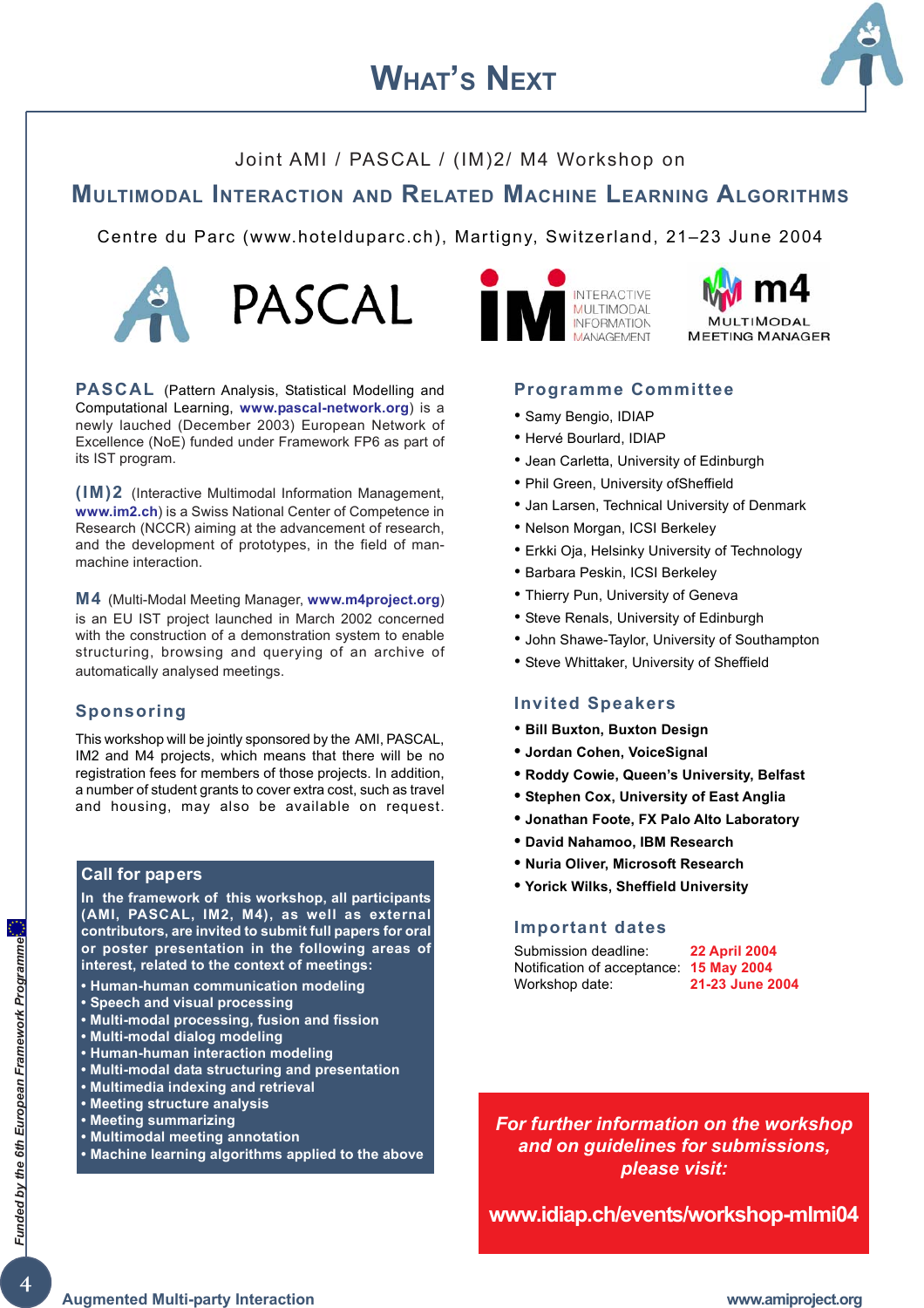# What's Next

Joint AMI / PASCAL / (IM)2/ M4 Workshop on

## Multimodal Interaction and Related Machine Learning Algorithms

Centre du Parc (www.hotelduparc.ch), Martigny, Switzerland, 21–23 June 2004

PASCAL

INTERACTIVE MULTIMODAL INFORMATION MANAGEMENT

m4 MULTIMODAL MEETING MANAGER

**PASCAL** (Pattern Analysis, Statistical Modelling and Computational Learning, **www.pascal-network.org**) is a newly lauched (December 2003) European Network of Excellence (NoE) funded under Framework FP6 as part of its IST program.

**(IM)2** (Interactive Multimodal Information Management, **www.im2.ch**) is a Swiss National Center of Competence in Research (NCCR) aiming at the advancement of research, and the development of prototypes, in the field of man-machine interaction.

**M4** (Multi-Modal Meeting Manager, **www.m4project.org**) is an EU IST project launched in March 2002 concerned with the construction of a demonstration system to enable structuring, browsing and querying of an archive of automatically analysed meetings.

### Sponsoring

This workshop will be jointly sponsored by the AMI, PASCAL, IM2 and M4 projects, which means that there will be no registration fees for members of those projects. In addition, a number of student grants to cover extra cost, such as travel and housing, may also be available on request.

### Call for papers

**In the framework of this workshop, all participants (AMI, PASCAL, IM2, M4), as well as external contributors, are invited to submit full papers for oral or poster presentation in the following areas of interest, related to the context of meetings:**

- **Human-human communication modeling**
- **Speech and visual processing**
- **Multi-modal processing, fusion and fission**
- **Multi-modal dialog modeling**
- **Human-human interaction modeling**
- **Multi-modal data structuring and presentation**
- **Multimedia indexing and retrieval**
- **Meeting structure analysis**
- **Meeting summarizing**
- **Multimodal meeting annotation**
- **Machine learning algorithms applied to the above**

### Programme Committee

- Samy Bengio, IDIAP
- Hervé Bourlard, IDIAP
- Jean Carletta, University of Edinburgh
- Phil Green, University ofSheffield
- Jan Larsen, Technical University of Denmark
- Nelson Morgan, ICSI Berkeley
- Erkki Oja, Helsinky University of Technology
- Barbara Peskin, ICSI Berkeley
- Thierry Pun, University of Geneva
- Steve Renals, University of Edinburgh
- John Shawe-Taylor, University of Southampton
- Steve Whittaker, University of Sheffield

### Invited Speakers

- **Bill Buxton, Buxton Design**
- **Jordan Cohen, VoiceSignal**
- **Roddy Cowie, Queen's University, Belfast**
- **Stephen Cox, University of East Anglia**
- **Jonathan Foote, FX Palo Alto Laboratory**
- **David Nahamoo, IBM Research**
- **Nuria Oliver, Microsoft Research**
- **Yorick Wilks, Sheffield University**

### Important dates

| | |
|---|---|
| Submission deadline: | **22 April 2004** |
| Notification of acceptance: | **15 May 2004** |
| Workshop date: | **21-23 June 2004** |

***For further information on the workshop and on guidelines for submissions, please visit:***

**www.idiap.ch/events/workshop-mlmi04**

*Funded by the 6th European Framework Programme*